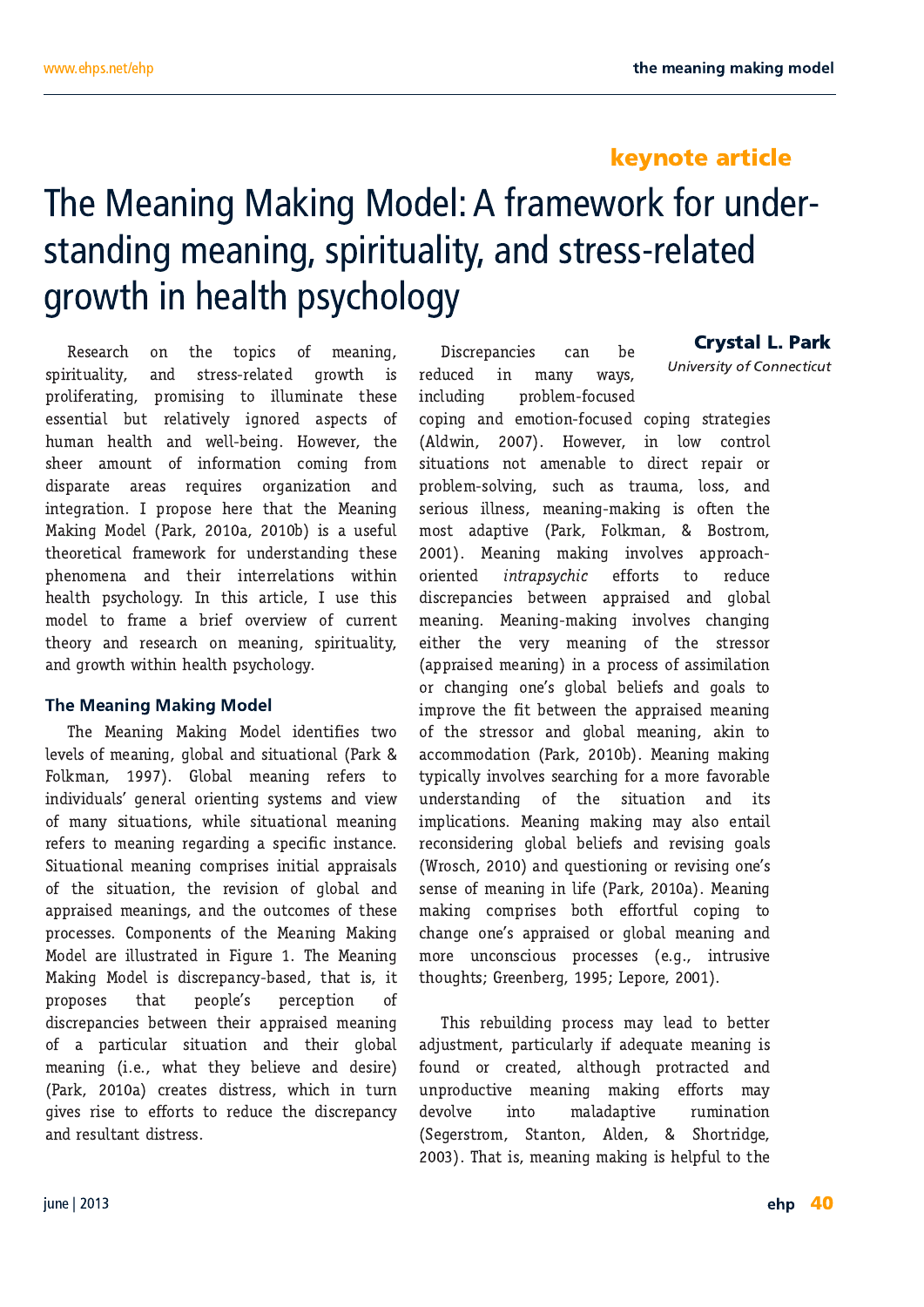keynote article

# The Meaning Making Model: A framework for understanding meaning, spirituality, and stress-related growth in health psychology

**Crystal L. Park**
*University of Connecticut*

Research on the topics of meaning, spirituality, and stress-related growth is proliferating, promising to illuminate these essential but relatively ignored aspects of human health and well-being. However, the sheer amount of information coming from disparate areas requires organization and integration. I propose here that the Meaning Making Model (Park, 2010a, 2010b) is a useful theoretical framework for understanding these phenomena and their interrelations within health psychology. In this article, I use this model to frame a brief overview of current theory and research on meaning, spirituality, and growth within health psychology.

## The Meaning Making Model

The Meaning Making Model identifies two levels of meaning, global and situational (Park & Folkman, 1997). Global meaning refers to individuals' general orienting systems and view of many situations, while situational meaning refers to meaning regarding a specific instance. Situational meaning comprises initial appraisals of the situation, the revision of global and appraised meanings, and the outcomes of these processes. Components of the Meaning Making Model are illustrated in Figure 1. The Meaning Making Model is discrepancy-based, that is, it proposes that people's perception of discrepancies between their appraised meaning of a particular situation and their global meaning (i.e., what they believe and desire) (Park, 2010a) creates distress, which in turn gives rise to efforts to reduce the discrepancy and resultant distress.

Discrepancies can be reduced in many ways, including problem-focused coping and emotion-focused coping strategies (Aldwin, 2007). However, in low control situations not amenable to direct repair or problem-solving, such as trauma, loss, and serious illness, meaning-making is often the most adaptive (Park, Folkman, & Bostrom, 2001). Meaning making involves approach-oriented *intrapsychic* efforts to reduce discrepancies between appraised and global meaning. Meaning-making involves changing either the very meaning of the stressor (appraised meaning) in a process of assimilation or changing one's global beliefs and goals to improve the fit between the appraised meaning of the stressor and global meaning, akin to accommodation (Park, 2010b). Meaning making typically involves searching for a more favorable understanding of the situation and its implications. Meaning making may also entail reconsidering global beliefs and revising goals (Wrosch, 2010) and questioning or revising one's sense of meaning in life (Park, 2010a). Meaning making comprises both effortful coping to change one's appraised or global meaning and more unconscious processes (e.g., intrusive thoughts; Greenberg, 1995; Lepore, 2001).

This rebuilding process may lead to better adjustment, particularly if adequate meaning is found or created, although protracted and unproductive meaning making efforts may devolve into maladaptive rumination (Segerstrom, Stanton, Alden, & Shortridge, 2003). That is, meaning making is helpful to the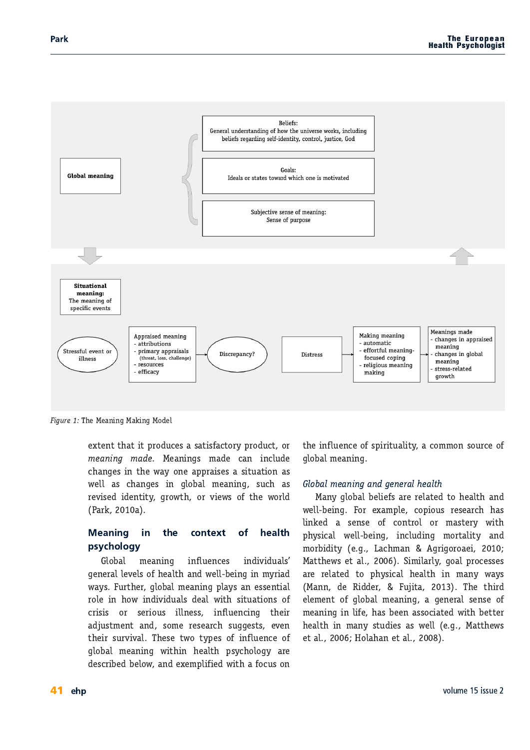Global meaning

Beliefs:
General understanding of how the universe works, including beliefs regarding self-identity, control, justice, God

Goals:
Ideals or states toward which one is motivated

Subjective sense of meaning:
Sense of purpose

Situational meaning:
The meaning of specific events

Stressful event or illness → Appraised meaning
- attributions
- primary appraisals (threat, loss, challenge)
- resources
- efficacy
→ Discrepancy? → Distress → Making meaning
- automatic
- effortful meaning-focused coping
- religious meaning making
→ Meanings made
- changes in appraised meaning
- changes in global meaning
- stress-related growth

*Figure 1:* The Meaning Making Model

extent that it produces a satisfactory product, or *meaning made*. Meanings made can include changes in the way one appraises a situation as well as changes in global meaning, such as revised identity, growth, or views of the world (Park, 2010a).

## Meaning in the context of health psychology

Global meaning influences individuals' general levels of health and well-being in myriad ways. Further, global meaning plays an essential role in how individuals deal with situations of crisis or serious illness, influencing their adjustment and, some research suggests, even their survival. These two types of influence of global meaning within health psychology are described below, and exemplified with a focus on the influence of spirituality, a common source of global meaning.

### *Global meaning and general health*

Many global beliefs are related to health and well-being. For example, copious research has linked a sense of control or mastery with physical well-being, including mortality and morbidity (e.g., Lachman & Agrigoroaei, 2010; Matthews et al., 2006). Similarly, goal processes are related to physical health in many ways (Mann, de Ridder, & Fujita, 2013). The third element of global meaning, a general sense of meaning in life, has been associated with better health in many studies as well (e.g., Matthews et al., 2006; Holahan et al., 2008).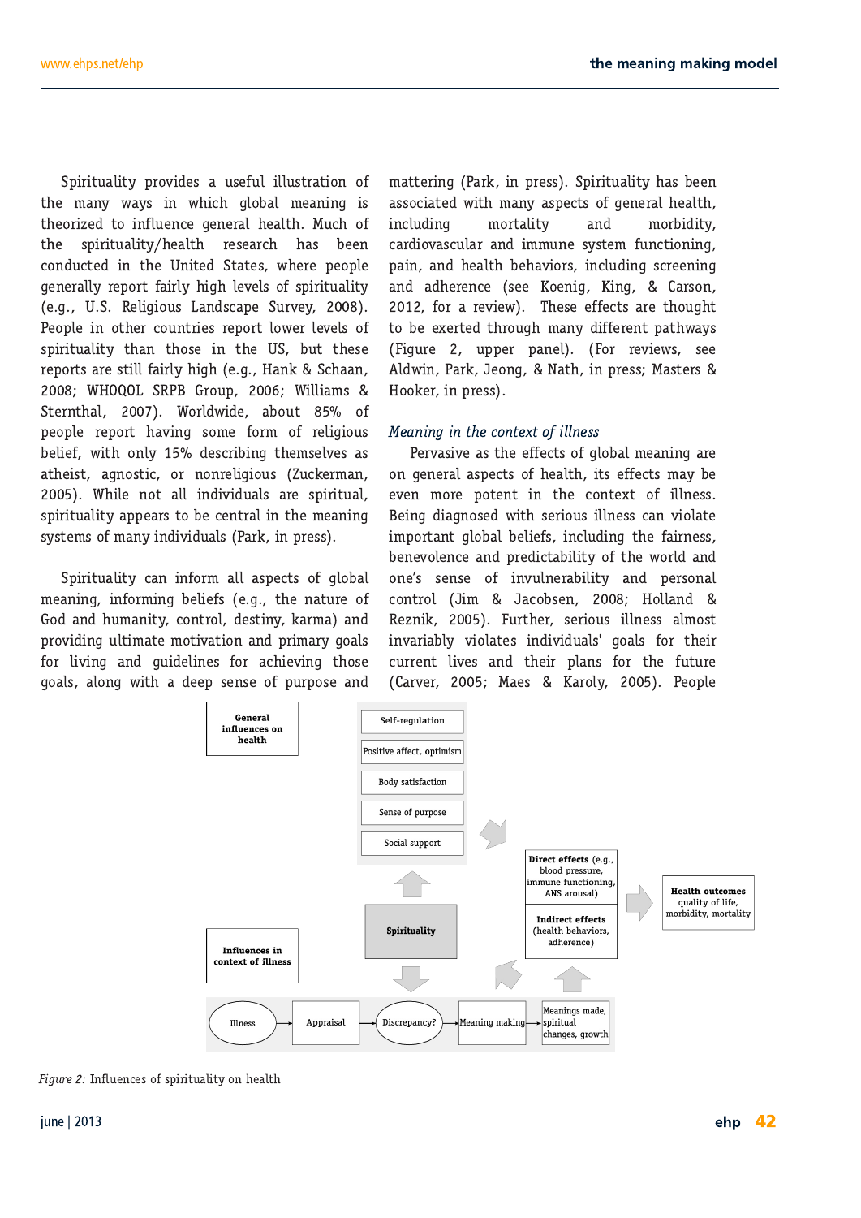Spirituality provides a useful illustration of the many ways in which global meaning is theorized to influence general health. Much of the spirituality/health research has been conducted in the United States, where people generally report fairly high levels of spirituality (e.g., U.S. Religious Landscape Survey, 2008). People in other countries report lower levels of spirituality than those in the US, but these reports are still fairly high (e.g., Hank & Schaan, 2008; WHOQOL SRPB Group, 2006; Williams & Sternthal, 2007). Worldwide, about 85% of people report having some form of religious belief, with only 15% describing themselves as atheist, agnostic, or nonreligious (Zuckerman, 2005). While not all individuals are spiritual, spirituality appears to be central in the meaning systems of many individuals (Park, in press).

Spirituality can inform all aspects of global meaning, informing beliefs (e.g., the nature of God and humanity, control, destiny, karma) and providing ultimate motivation and primary goals for living and guidelines for achieving those goals, along with a deep sense of purpose and mattering (Park, in press). Spirituality has been associated with many aspects of general health, including mortality and morbidity, cardiovascular and immune system functioning, pain, and health behaviors, including screening and adherence (see Koenig, King, & Carson, 2012, for a review). These effects are thought to be exerted through many different pathways (Figure 2, upper panel). (For reviews, see Aldwin, Park, Jeong, & Nath, in press; Masters & Hooker, in press).

### *Meaning in the context of illness*

Pervasive as the effects of global meaning are on general aspects of health, its effects may be even more potent in the context of illness. Being diagnosed with serious illness can violate important global beliefs, including the fairness, benevolence and predictability of the world and one's sense of invulnerability and personal control (Jim & Jacobsen, 2008; Holland & Reznik, 2005). Further, serious illness almost invariably violates individuals' goals for their current lives and their plans for the future (Carver, 2005; Maes & Karoly, 2005). People

**General influences on health**

Self-regulation
Positive affect, optimism
Body satisfaction
Sense of purpose
Social support

**Spirituality**

**Direct effects** (e.g., blood pressure, immune functioning, ANS arousal)

**Indirect effects** (health behaviors, adherence)

**Health outcomes** quality of life, morbidity, mortality

**Influences in context of illness**

Illness → Appraisal → Discrepancy? → Meaning making → Meanings made, spiritual changes, growth

*Figure 2:* Influences of spirituality on health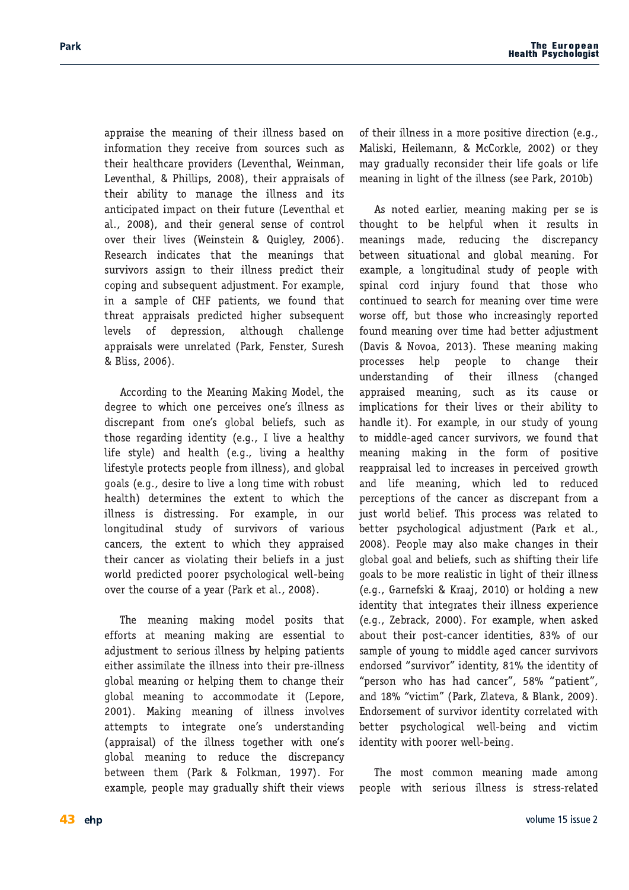appraise the meaning of their illness based on information they receive from sources such as their healthcare providers (Leventhal, Weinman, Leventhal, & Phillips, 2008), their appraisals of their ability to manage the illness and its anticipated impact on their future (Leventhal et al., 2008), and their general sense of control over their lives (Weinstein & Quigley, 2006). Research indicates that the meanings that survivors assign to their illness predict their coping and subsequent adjustment. For example, in a sample of CHF patients, we found that threat appraisals predicted higher subsequent levels of depression, although challenge appraisals were unrelated (Park, Fenster, Suresh & Bliss, 2006).

According to the Meaning Making Model, the degree to which one perceives one's illness as discrepant from one's global beliefs, such as those regarding identity (e.g., I live a healthy life style) and health (e.g., living a healthy lifestyle protects people from illness), and global goals (e.g., desire to live a long time with robust health) determines the extent to which the illness is distressing. For example, in our longitudinal study of survivors of various cancers, the extent to which they appraised their cancer as violating their beliefs in a just world predicted poorer psychological well-being over the course of a year (Park et al., 2008).

The meaning making model posits that efforts at meaning making are essential to adjustment to serious illness by helping patients either assimilate the illness into their pre-illness global meaning or helping them to change their global meaning to accommodate it (Lepore, 2001). Making meaning of illness involves attempts to integrate one's understanding (appraisal) of the illness together with one's global meaning to reduce the discrepancy between them (Park & Folkman, 1997). For example, people may gradually shift their views of their illness in a more positive direction (e.g., Maliski, Heilemann, & McCorkle, 2002) or they may gradually reconsider their life goals or life meaning in light of the illness (see Park, 2010b)

As noted earlier, meaning making per se is thought to be helpful when it results in meanings made, reducing the discrepancy between situational and global meaning. For example, a longitudinal study of people with spinal cord injury found that those who continued to search for meaning over time were worse off, but those who increasingly reported found meaning over time had better adjustment (Davis & Novoa, 2013). These meaning making processes help people to change their understanding of their illness (changed appraised meaning, such as its cause or implications for their lives or their ability to handle it). For example, in our study of young to middle-aged cancer survivors, we found that meaning making in the form of positive reappraisal led to increases in perceived growth and life meaning, which led to reduced perceptions of the cancer as discrepant from a just world belief. This process was related to better psychological adjustment (Park et al., 2008). People may also make changes in their global goal and beliefs, such as shifting their life goals to be more realistic in light of their illness (e.g., Garnefski & Kraaj, 2010) or holding a new identity that integrates their illness experience (e.g., Zebrack, 2000). For example, when asked about their post-cancer identities, 83% of our sample of young to middle aged cancer survivors endorsed "survivor" identity, 81% the identity of "person who has had cancer", 58% "patient", and 18% "victim" (Park, Zlateva, & Blank, 2009). Endorsement of survivor identity correlated with better psychological well-being and victim identity with poorer well-being.

The most common meaning made among people with serious illness is stress-related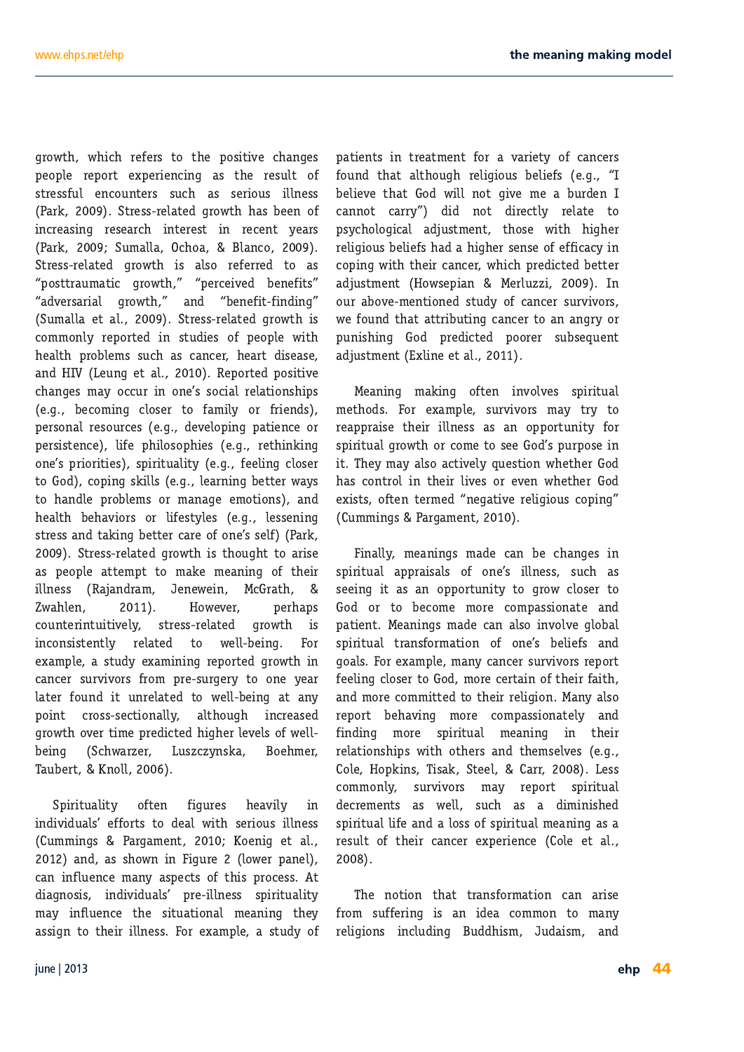growth, which refers to the positive changes people report experiencing as the result of stressful encounters such as serious illness (Park, 2009). Stress-related growth has been of increasing research interest in recent years (Park, 2009; Sumalla, Ochoa, & Blanco, 2009). Stress-related growth is also referred to as "posttraumatic growth," "perceived benefits" "adversarial growth," and "benefit-finding" (Sumalla et al., 2009). Stress-related growth is commonly reported in studies of people with health problems such as cancer, heart disease, and HIV (Leung et al., 2010). Reported positive changes may occur in one's social relationships (e.g., becoming closer to family or friends), personal resources (e.g., developing patience or persistence), life philosophies (e.g., rethinking one's priorities), spirituality (e.g., feeling closer to God), coping skills (e.g., learning better ways to handle problems or manage emotions), and health behaviors or lifestyles (e.g., lessening stress and taking better care of one's self) (Park, 2009). Stress-related growth is thought to arise as people attempt to make meaning of their illness (Rajandram, Jenewein, McGrath, & Zwahlen, 2011). However, perhaps counterintuitively, stress-related growth is inconsistently related to well-being. For example, a study examining reported growth in cancer survivors from pre-surgery to one year later found it unrelated to well-being at any point cross-sectionally, although increased growth over time predicted higher levels of well-being (Schwarzer, Luszczynska, Boehmer, Taubert, & Knoll, 2006).

Spirituality often figures heavily in individuals' efforts to deal with serious illness (Cummings & Pargament, 2010; Koenig et al., 2012) and, as shown in Figure 2 (lower panel), can influence many aspects of this process. At diagnosis, individuals' pre-illness spirituality may influence the situational meaning they assign to their illness. For example, a study of patients in treatment for a variety of cancers found that although religious beliefs (e.g., "I believe that God will not give me a burden I cannot carry") did not directly relate to psychological adjustment, those with higher religious beliefs had a higher sense of efficacy in coping with their cancer, which predicted better adjustment (Howsepian & Merluzzi, 2009). In our above-mentioned study of cancer survivors, we found that attributing cancer to an angry or punishing God predicted poorer subsequent adjustment (Exline et al., 2011).

Meaning making often involves spiritual methods. For example, survivors may try to reappraise their illness as an opportunity for spiritual growth or come to see God's purpose in it. They may also actively question whether God has control in their lives or even whether God exists, often termed "negative religious coping" (Cummings & Pargament, 2010).

Finally, meanings made can be changes in spiritual appraisals of one's illness, such as seeing it as an opportunity to grow closer to God or to become more compassionate and patient. Meanings made can also involve global spiritual transformation of one's beliefs and goals. For example, many cancer survivors report feeling closer to God, more certain of their faith, and more committed to their religion. Many also report behaving more compassionately and finding more spiritual meaning in their relationships with others and themselves (e.g., Cole, Hopkins, Tisak, Steel, & Carr, 2008). Less commonly, survivors may report spiritual decrements as well, such as a diminished spiritual life and a loss of spiritual meaning as a result of their cancer experience (Cole et al., 2008).

The notion that transformation can arise from suffering is an idea common to many religions including Buddhism, Judaism, and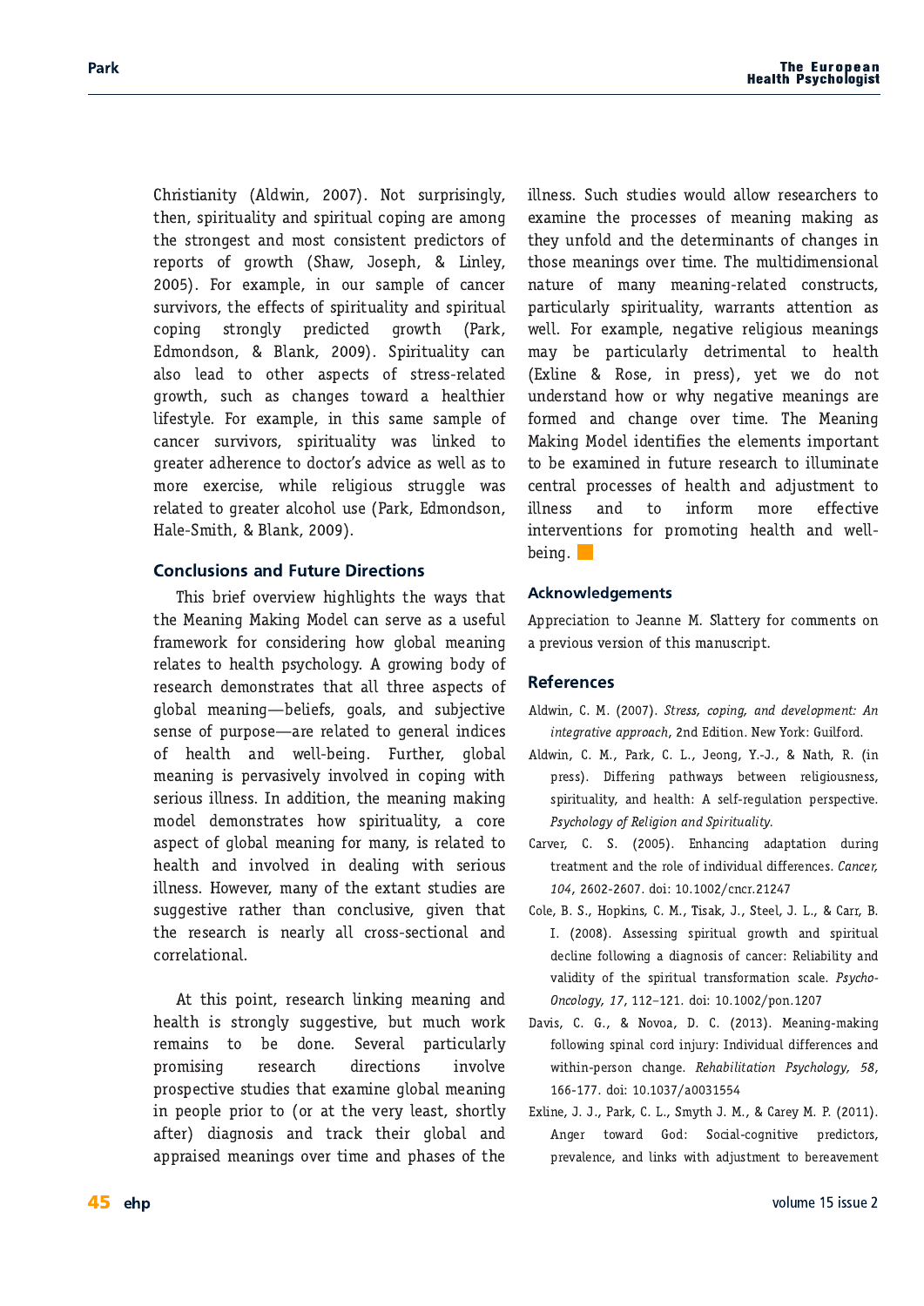Christianity (Aldwin, 2007). Not surprisingly, then, spirituality and spiritual coping are among the strongest and most consistent predictors of reports of growth (Shaw, Joseph, & Linley, 2005). For example, in our sample of cancer survivors, the effects of spirituality and spiritual coping strongly predicted growth (Park, Edmondson, & Blank, 2009). Spirituality can also lead to other aspects of stress-related growth, such as changes toward a healthier lifestyle. For example, in this same sample of cancer survivors, spirituality was linked to greater adherence to doctor's advice as well as to more exercise, while religious struggle was related to greater alcohol use (Park, Edmondson, Hale-Smith, & Blank, 2009).

## Conclusions and Future Directions

This brief overview highlights the ways that the Meaning Making Model can serve as a useful framework for considering how global meaning relates to health psychology. A growing body of research demonstrates that all three aspects of global meaning—beliefs, goals, and subjective sense of purpose—are related to general indices of health and well-being. Further, global meaning is pervasively involved in coping with serious illness. In addition, the meaning making model demonstrates how spirituality, a core aspect of global meaning for many, is related to health and involved in dealing with serious illness. However, many of the extant studies are suggestive rather than conclusive, given that the research is nearly all cross-sectional and correlational.

At this point, research linking meaning and health is strongly suggestive, but much work remains to be done. Several particularly promising research directions involve prospective studies that examine global meaning in people prior to (or at the very least, shortly after) diagnosis and track their global and appraised meanings over time and phases of the illness. Such studies would allow researchers to examine the processes of meaning making as they unfold and the determinants of changes in those meanings over time. The multidimensional nature of many meaning-related constructs, particularly spirituality, warrants attention as well. For example, negative religious meanings may be particularly detrimental to health (Exline & Rose, in press), yet we do not understand how or why negative meanings are formed and change over time. The Meaning Making Model identifies the elements important to be examined in future research to illuminate central processes of health and adjustment to illness and to inform more effective interventions for promoting health and well-being.

## Acknowledgements

Appreciation to Jeanne M. Slattery for comments on a previous version of this manuscript.

## References

Aldwin, C. M. (2007). *Stress, coping, and development: An integrative approach*, 2nd Edition. New York: Guilford.

Aldwin, C. M., Park, C. L., Jeong, Y.-J., & Nath, R. (in press). Differing pathways between religiousness, spirituality, and health: A self-regulation perspective. *Psychology of Religion and Spirituality*.

Carver, C. S. (2005). Enhancing adaptation during treatment and the role of individual differences. *Cancer, 104*, 2602-2607. doi: 10.1002/cncr.21247

Cole, B. S., Hopkins, C. M., Tisak, J., Steel, J. L., & Carr, B. I. (2008). Assessing spiritual growth and spiritual decline following a diagnosis of cancer: Reliability and validity of the spiritual transformation scale. *Psycho-Oncology, 17*, 112–121. doi: 10.1002/pon.1207

Davis, C. G., & Novoa, D. C. (2013). Meaning-making following spinal cord injury: Individual differences and within-person change. *Rehabilitation Psychology, 58*, 166-177. doi: 10.1037/a0031554

Exline, J. J., Park, C. L., Smyth J. M., & Carey M. P. (2011). Anger toward God: Social-cognitive predictors, prevalence, and links with adjustment to bereavement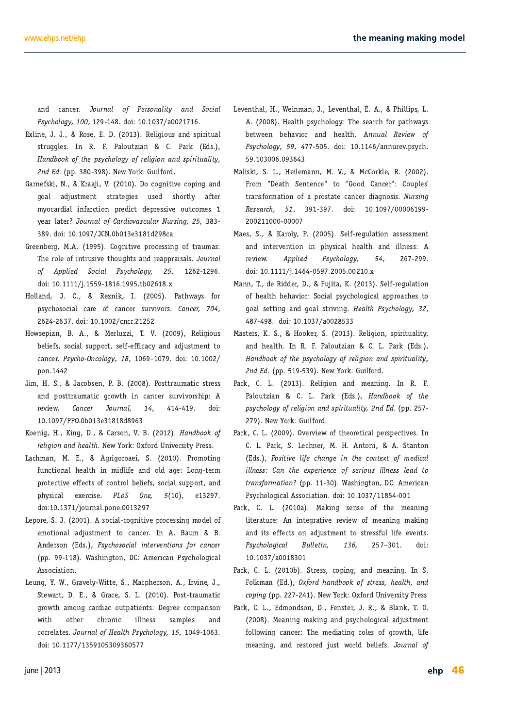and cancer. *Journal of Personality and Social Psychology, 100*, 129-148. doi: 10.1037/a0021716.

Exline, J. J., & Rose, E. D. (2013). Religious and spiritual struggles. In R. F. Paloutzian & C. Park (Eds.), *Handbook of the psychology of religion and spirituality, 2nd Ed.* (pp. 380-398). New York: Guilford.

Garnefski, N., & Kraaji, V. (2010). Do cognitive coping and goal adjustment strategies used shortly after myocardial infarction predict depressive outcomes 1 year later? *Journal of Cardiovascular Nursing, 25,* 383-389. doi: 10.1097/JCN.0b013e3181d298ca

Greenberg, M.A. (1995). Cognitive processing of traumas: The role of intrusive thoughts and reappraisals. *Journal of Applied Social Psychology, 25*, 1262-1296. doi: 10.1111/j.1559-1816.1995.tb02618.x

Holland, J. C., & Reznik, I. (2005). Pathways for psychosocial care of cancer survivors. *Cancer, 704*, 2624-2637. doi: 10.1002/cncr.21252

Howsepian, B. A., & Merluzzi, T. V. (2009), Religious beliefs, social support, self-efficacy and adjustment to cancer. *Psycho-Oncology*, *18*, 1069–1079. doi: 10.1002/pon.1442

Jim, H. S., & Jacobsen, P. B. (2008). Posttraumatic stress and posttraumatic growth in cancer survivorship: A review. *Cancer Journal, 14*, 414-419. doi: 10.1097/PPO.0b013e31818d8963

Koenig, H., King, D., & Carson, V. B. (2012). *Handbook of religion and health*. New York: Oxford University Press.

Lachman, M. E., & Agrigoroaei, S. (2010). Promoting functional health in midlife and old age: Long-term protective effects of control beliefs, social support, and physical exercise. *PLoS One, 5*(10), e13297. doi:10.1371/journal.pone.0013297

Lepore, S. J. (2001). A social-cognitive processing model of emotional adjustment to cancer. In A. Baum & B. Anderson (Eds.), *Psychosocial interventions for cancer* (pp. 99-118). Washington, DC: American Psychological Association.

Leung, Y. W., Gravely-Witte, S., Macpherson, A., Irvine, J., Stewart, D. E., & Grace, S. L. (2010). Post-traumatic growth among cardiac outpatients: Degree comparison with other chronic illness samples and correlates. *Journal of Health Psychology, 15*, 1049-1063. doi: 10.1177/1359105309360577

Leventhal, H., Weinman, J., Leventhal, E. A., & Phillips, L. A. (2008). Health psychology: The search for pathways between behavior and health. *Annual Review of Psychology, 59*, 477-505. doi: 10.1146/annurev.psych.59.103006.093643

Maliski, S. L., Heilemann, M. V., & McCorkle, R. (2002). From "Death Sentence" to "Good Cancer": Couples' transformation of a prostate cancer diagnosis. *Nursing Research, 51*, 391-397. doi: 10.1097/00006199-200211000-00007

Maes, S., & Karoly, P. (2005). Self-regulation assessment and intervention in physical health and illness: A review. *Applied Psychology, 54*, 267-299. doi: 10.1111/j.1464-0597.2005.00210.x

Mann, T., de Ridder, D., & Fujita, K. (2013). Self-regulation of health behavior: Social psychological approaches to goal setting and goal striving. *Health Psychology, 32*, 487-498. doi: 10.1037/a0028533

Masters, K. S., & Hooker, S. (2013). Religion, spirituality, and health. In R. F. Paloutzian & C. L. Park (Eds.), *Handbook of the psychology of religion and spirituality, 2nd Ed.* (pp. 519-539). New York: Guilford.

Park, C. L. (2013). Religion and meaning. In R. F. Paloutzian & C. L. Park (Eds.), *Handbook of the psychology of religion and spirituality, 2nd Ed.* (pp. 257-279). New York: Guilford.

Park, C. L. (2009). Overview of theoretical perspectives. In C. L. Park, S. Lechner, M. H. Antoni, & A. Stanton (Eds.), *Positive life change in the context of medical illness: Can the experience of serious illness lead to transformation*? (pp. 11-30). Washington, DC: American Psychological Association. doi: 10.1037/11854-001

Park, C. L. (2010a). Making sense of the meaning literature: An integrative review of meaning making and its effects on adjustment to stressful life events. *Psychological Bulletin, 136,* 257–301. doi: 10.1037/a0018301

Park, C. L. (2010b). Stress, coping, and meaning. In S. Folkman (Ed.), *Oxford handbook of stress, health, and coping* (pp. 227-241). New York: Oxford University Press

Park, C. L., Edmondson, D., Fenster, J. R., & Blank, T. O. (2008). Meaning making and psychological adjustment following cancer: The mediating roles of growth, life meaning, and restored just world beliefs. *Journal of*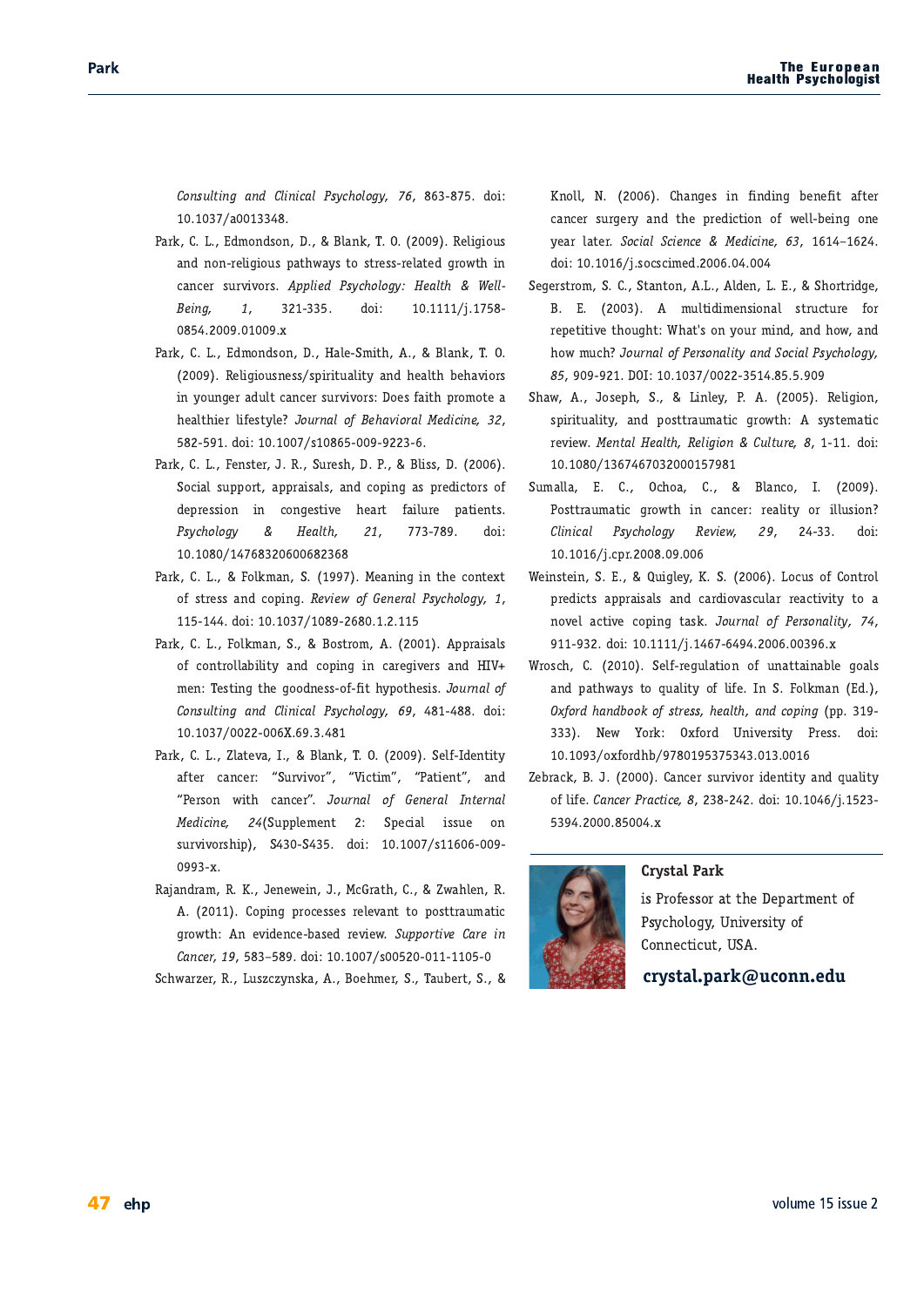*Consulting and Clinical Psychology, 76*, 863-875. doi: 10.1037/a0013348.

Park, C. L., Edmondson, D., & Blank, T. O. (2009). Religious and non-religious pathways to stress-related growth in cancer survivors. *Applied Psychology: Health & Well-Being, 1*, 321-335. doi: 10.1111/j.1758-0854.2009.01009.x

Park, C. L., Edmondson, D., Hale-Smith, A., & Blank, T. O. (2009). Religiousness/spirituality and health behaviors in younger adult cancer survivors: Does faith promote a healthier lifestyle? *Journal of Behavioral Medicine, 32*, 582-591. doi: 10.1007/s10865-009-9223-6.

Park, C. L., Fenster, J. R., Suresh, D. P., & Bliss, D. (2006). Social support, appraisals, and coping as predictors of depression in congestive heart failure patients. *Psychology & Health, 21*, 773-789. doi: 10.1080/14768320600682368

Park, C. L., & Folkman, S. (1997). Meaning in the context of stress and coping. *Review of General Psychology, 1*, 115-144. doi: 10.1037/1089-2680.1.2.115

Park, C. L., Folkman, S., & Bostrom, A. (2001). Appraisals of controllability and coping in caregivers and HIV+ men: Testing the goodness-of-fit hypothesis. *Journal of Consulting and Clinical Psychology, 69*, 481-488. doi: 10.1037/0022-006X.69.3.481

Park, C. L., Zlateva, I., & Blank, T. O. (2009). Self-Identity after cancer: "Survivor", "Victim", "Patient", and "Person with cancer". *Journal of General Internal Medicine, 24*(Supplement 2: Special issue on survivorship), S430-S435. doi: 10.1007/s11606-009-0993-x.

Rajandram, R. K., Jenewein, J., McGrath, C., & Zwahlen, R. A. (2011). Coping processes relevant to posttraumatic growth: An evidence-based review. *Supportive Care in Cancer, 19*, 583–589. doi: 10.1007/s00520-011-1105-0

Schwarzer, R., Luszczynska, A., Boehmer, S., Taubert, S., & Knoll, N. (2006). Changes in finding benefit after cancer surgery and the prediction of well-being one year later. *Social Science & Medicine, 63*, 1614–1624. doi: 10.1016/j.socscimed.2006.04.004

Segerstrom, S. C., Stanton, A.L., Alden, L. E., & Shortridge, B. E. (2003). A multidimensional structure for repetitive thought: What's on your mind, and how, and how much? *Journal of Personality and Social Psychology, 85*, 909-921. DOI: 10.1037/0022-3514.85.5.909

Shaw, A., Joseph, S., & Linley, P. A. (2005). Religion, spirituality, and posttraumatic growth: A systematic review. *Mental Health, Religion & Culture, 8*, 1-11. doi: 10.1080/1367467032000157981

Sumalla, E. C., Ochoa, C., & Blanco, I. (2009). Posttraumatic growth in cancer: reality or illusion? *Clinical Psychology Review, 29*, 24-33. doi: 10.1016/j.cpr.2008.09.006

Weinstein, S. E., & Quigley, K. S. (2006). Locus of Control predicts appraisals and cardiovascular reactivity to a novel active coping task. *Journal of Personality, 74*, 911-932. doi: 10.1111/j.1467-6494.2006.00396.x

Wrosch, C. (2010). Self-regulation of unattainable goals and pathways to quality of life. In S. Folkman (Ed.), *Oxford handbook of stress, health, and coping* (pp. 319-333). New York: Oxford University Press. doi: 10.1093/oxfordhb/9780195375343.013.0016

Zebrack, B. J. (2000). Cancer survivor identity and quality of life. *Cancer Practice, 8*, 238-242. doi: 10.1046/j.1523-5394.2000.85004.x

**Crystal Park**

is Professor at the Department of Psychology, University of Connecticut, USA.

**crystal.park@uconn.edu**